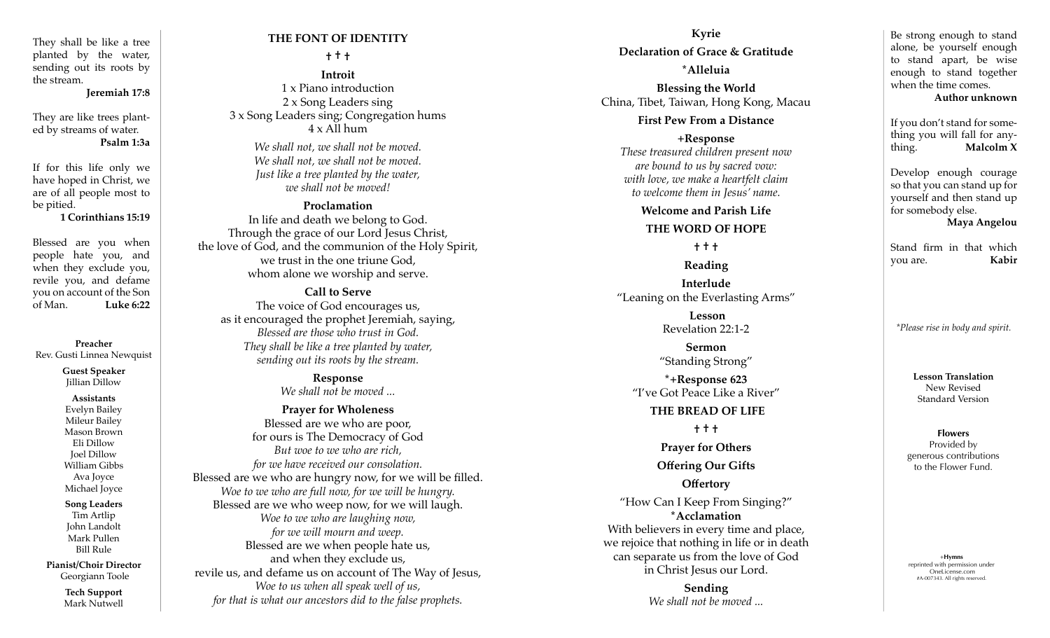They shall be like a tree planted by the water, sending out its roots by the stream.

**Jeremiah 17:8**

They are like trees planted by streams of water.

**Psalm 1:3a**

If for this life only we have hoped in Christ, we are of all people most to be pitied.

**1 Corinthians 15:19**

Blessed are you when people hate you, and when they exclude you, revile you, and defame you on account of the Son of Man. **Luke 6:22**

**Preacher**
Rev. Gusti Linnea Newquist

**Guest Speaker**
Jillian Dillow

**Assistants**
Evelyn Bailey
Mileur Bailey
Mason Brown
Eli Dillow
Joel Dillow
William Gibbs
Ava Joyce
Michael Joyce

**Song Leaders**
Tim Artlip
John Landolt
Mark Pullen
Bill Rule

**Pianist/Choir Director**
Georgiann Toole

**Tech Support**
Mark Nutwell

## THE FONT OF IDENTITY

† † †

### Introit

1 x Piano introduction
2 x Song Leaders sing
3 x Song Leaders sing; Congregation hums
4 x All hum

*We shall not, we shall not be moved.*
*We shall not, we shall not be moved.*
*Just like a tree planted by the water,*
*we shall not be moved!*

### Proclamation

In life and death we belong to God.
Through the grace of our Lord Jesus Christ,
the love of God, and the communion of the Holy Spirit,
we trust in the one triune God,
whom alone we worship and serve.

### Call to Serve

The voice of God encourages us,
as it encouraged the prophet Jeremiah, saying,
*Blessed are those who trust in God.*
*They shall be like a tree planted by water,*
*sending out its roots by the stream.*

### Response

*We shall not be moved ...*

### Prayer for Wholeness

Blessed are we who are poor,
for ours is The Democracy of God
*But woe to we who are rich,*
*for we have received our consolation.*
Blessed are we who are hungry now, for we will be filled.
*Woe to we who are full now, for we will be hungry.*
Blessed are we who weep now, for we will laugh.
*Woe to we who are laughing now,*
*for we will mourn and weep.*
Blessed are we when people hate us,
and when they exclude us,
revile us, and defame us on account of The Way of Jesus,
*Woe to us when all speak well of us,*
*for that is what our ancestors did to the false prophets.*

### Kyrie

### Declaration of Grace & Gratitude

### *Alleluia

### Blessing the World

China, Tibet, Taiwan, Hong Kong, Macau

### First Pew From a Distance

### +Response

*These treasured children present now*
*are bound to us by sacred vow:*
*with love, we make a heartfelt claim*
*to welcome them in Jesus' name.*

### Welcome and Parish Life

## THE WORD OF HOPE

† † †

### Reading

### Interlude

"Leaning on the Everlasting Arms"

### Lesson

Revelation 22:1-2

### Sermon

"Standing Strong"

### *+Response 623

"I've Got Peace Like a River"

## THE BREAD OF LIFE

† † †

### Prayer for Others

### Offering Our Gifts

### Offertory

"How Can I Keep From Singing?"

### *Acclamation

With believers in every time and place,
we rejoice that nothing in life or in death
can separate us from the love of God
in Christ Jesus our Lord.

### Sending

*We shall not be moved ...*

Be strong enough to stand alone, be yourself enough to stand apart, be wise enough to stand together when the time comes.

**Author unknown**

If you don't stand for something you will fall for anything. **Malcolm X**

Develop enough courage so that you can stand up for yourself and then stand up for somebody else.

**Maya Angelou**

Stand firm in that which you are. **Kabir**

*\*Please rise in body and spirit.*

**Lesson Translation**
New Revised Standard Version

**Flowers**
Provided by generous contributions to the Flower Fund.

+**Hymns**
reprinted with permission under OneLicense.com #A-007343. All rights reserved.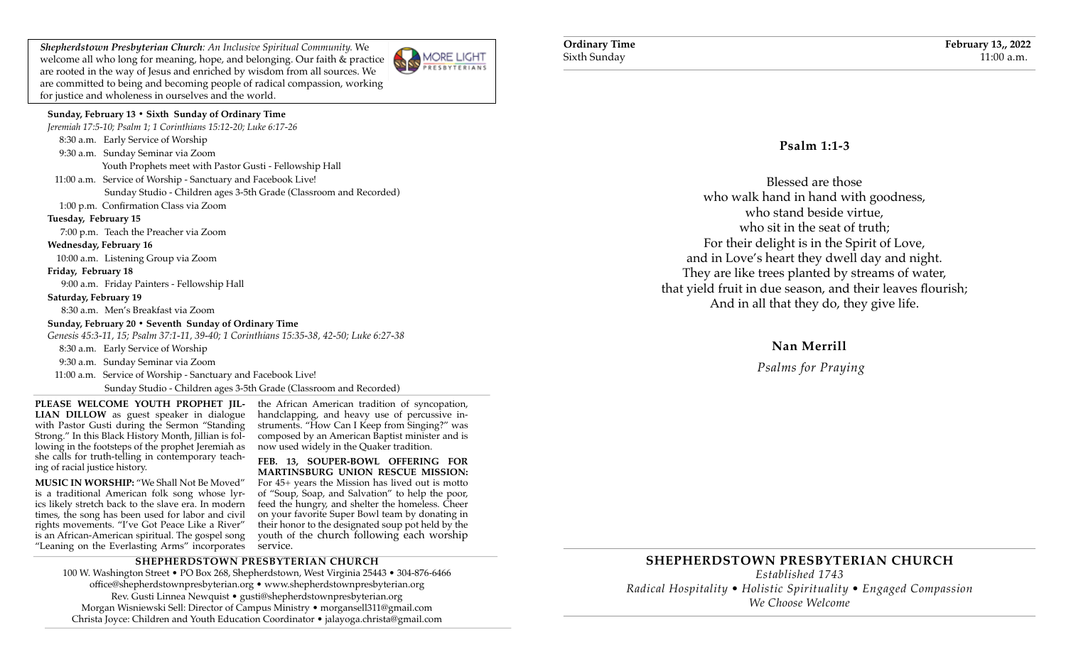***Shepherdstown Presbyterian Church**: An Inclusive Spiritual Community.* We welcome all who long for meaning, hope, and belonging. Our faith & practice are rooted in the way of Jesus and enriched by wisdom from all sources. We are committed to being and becoming people of radical compassion, working for justice and wholeness in ourselves and the world.

MORE LIGHT PRESBYTERIANS

**Sunday, February 13 • Sixth Sunday of Ordinary Time**

*Jeremiah 17:5-10; Psalm 1; 1 Corinthians 15:12-20; Luke 6:17-26*

8:30 a.m. Early Service of Worship
9:30 a.m. Sunday Seminar via Zoom
Youth Prophets meet with Pastor Gusti - Fellowship Hall
11:00 a.m. Service of Worship - Sanctuary and Facebook Live!
Sunday Studio - Children ages 3-5th Grade (Classroom and Recorded)
1:00 p.m. Confirmation Class via Zoom

**Tuesday, February 15**

7:00 p.m. Teach the Preacher via Zoom

**Wednesday, February 16**

10:00 a.m. Listening Group via Zoom

**Friday, February 18**

9:00 a.m. Friday Painters - Fellowship Hall

**Saturday, February 19**

8:30 a.m. Men's Breakfast via Zoom

**Sunday, February 20 • Seventh Sunday of Ordinary Time**

*Genesis 45:3-11, 15; Psalm 37:1-11, 39-40; 1 Corinthians 15:35-38, 42-50; Luke 6:27-38*

8:30 a.m. Early Service of Worship
9:30 a.m. Sunday Seminar via Zoom
11:00 a.m. Service of Worship - Sanctuary and Facebook Live!
Sunday Studio - Children ages 3-5th Grade (Classroom and Recorded)

**PLEASE WELCOME YOUTH PROPHET JILLIAN DILLOW** as guest speaker in dialogue with Pastor Gusti during the Sermon "Standing Strong." In this Black History Month, Jillian is following in the footsteps of the prophet Jeremiah as she calls for truth-telling in contemporary teaching of racial justice history.

**MUSIC IN WORSHIP:** "We Shall Not Be Moved" is a traditional American folk song whose lyrics likely stretch back to the slave era. In modern times, the song has been used for labor and civil rights movements. "I've Got Peace Like a River" is an African-American spiritual. The gospel song "Leaning on the Everlasting Arms" incorporates the African American tradition of syncopation, handclapping, and heavy use of percussive instruments. "How Can I Keep from Singing?" was composed by an American Baptist minister and is now used widely in the Quaker tradition.

**FEB. 13, SOUPER-BOWL OFFERING FOR MARTINSBURG UNION RESCUE MISSION:** For 45+ years the Mission has lived out is motto of "Soup, Soap, and Salvation" to help the poor, feed the hungry, and shelter the homeless. Cheer on your favorite Super Bowl team by donating in their honor to the designated soup pot held by the youth of the church following each worship service.

**SHEPHERDSTOWN PRESBYTERIAN CHURCH**

100 W. Washington Street • PO Box 268, Shepherdstown, West Virginia 25443 • 304-876-6466
office@shepherdstownpresbyterian.org • www.shepherdstownpresbyterian.org
Rev. Gusti Linnea Newquist • gusti@shepherdstownpresbyterian.org
Morgan Wisniewski Sell: Director of Campus Ministry • morgansell311@gmail.com
Christa Joyce: Children and Youth Education Coordinator • jalayoga.christa@gmail.com

---

**Ordinary Time** — **February 13,, 2022**
Sixth Sunday — 11:00 a.m.

## Psalm 1:1-3

Blessed are those
who walk hand in hand with goodness,
who stand beside virtue,
who sit in the seat of truth;
For their delight is in the Spirit of Love,
and in Love's heart they dwell day and night.
They are like trees planted by streams of water,
that yield fruit in due season, and their leaves flourish;
And in all that they do, they give life.

**Nan Merrill**

*Psalms for Praying*

**SHEPHERDSTOWN PRESBYTERIAN CHURCH**

*Established 1743*
*Radical Hospitality • Holistic Spirituality • Engaged Compassion*
*We Choose Welcome*